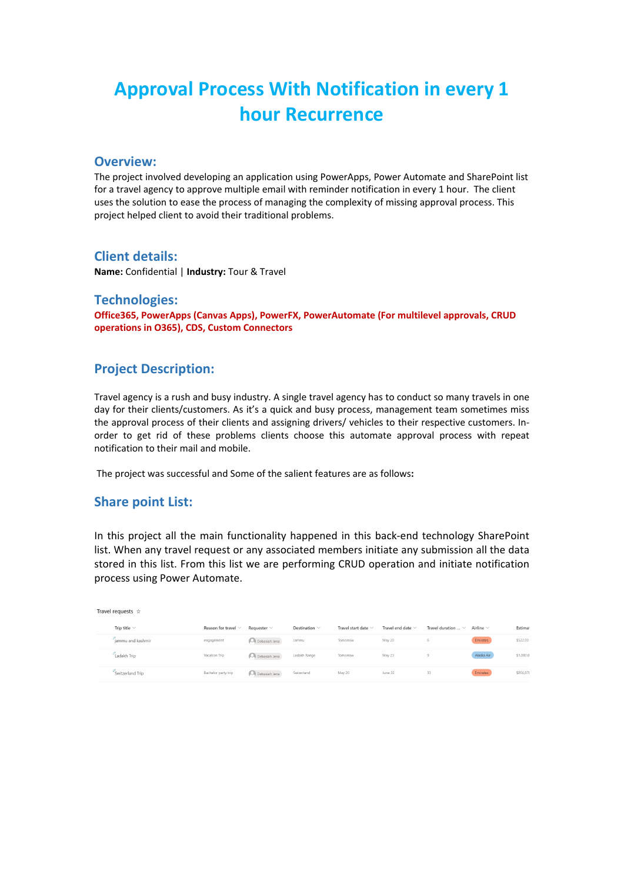# Approval Process With Notification in every 1 hour Recurrence

## Overview:

The project involved developing an application using PowerApps, Power Automate and SharePoint list for a travel agency to approve multiple email with reminder notification in every 1 hour. The client uses the solution to ease the process of managing the complexity of missing approval process. This project helped client to avoid their traditional problems.

## Client details:

**Name:** Confidential | **Industry:** Tour & Travel

## Technologies:

**Office365, PowerApps (Canvas Apps), PowerFX, PowerAutomate (For multilevel approvals, CRUD operations in O365), CDS, Custom Connectors**

## Project Description:

Travel agency is a rush and busy industry. A single travel agency has to conduct so many travels in one day for their clients/customers. As it's a quick and busy process, management team sometimes miss the approval process of their clients and assigning drivers/ vehicles to their respective customers. In-order to get rid of these problems clients choose this automate approval process with repeat notification to their mail and mobile.

The project was successful and Some of the salient features are as follows**:**

## Share point List:

In this project all the main functionality happened in this back-end technology SharePoint list. When any travel request or any associated members initiate any submission all the data stored in this list. From this list we are performing CRUD operation and initiate notification process using Power Automate.

Travel requests ☆

| Trip title | Reason for travel | Requester | Destination | Travel start date | Travel end date | Travel duration ... | Airline | Estima |
|---|---|---|---|---|---|---|---|---|
| Jammu and kashmir | engagement | Debasish Jena | Jammu | Tomorrow | May 20 | 6 | Emirates | $522.00 |
| Ladakh Trip | Vacation Trip | Debasish Jena | Ladakh Range | Tomorrow | May 23 | 9 | Alaska Air | $1,000.0 |
| Switzerland Trip | Bachelor party trip | Debasish Jena | Switzerland | May 20 | June 22 | 33 | Emirates | $856,97 |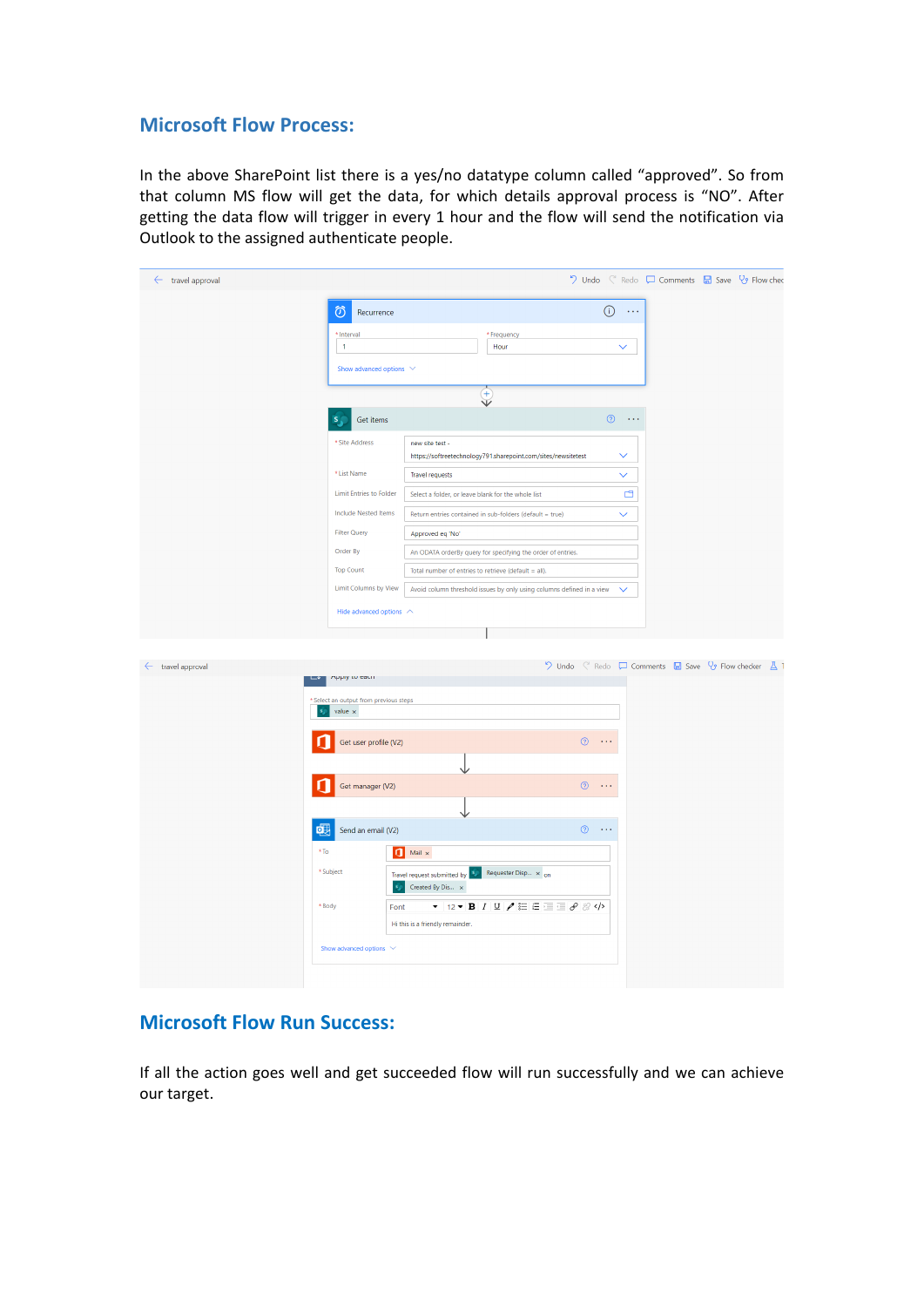## Microsoft Flow Process:

In the above SharePoint list there is a yes/no datatype column called "approved". So from that column MS flow will get the data, for which details approval process is "NO". After getting the data flow will trigger in every 1 hour and the flow will send the notification via Outlook to the assigned authenticate people.

## Microsoft Flow Run Success:

If all the action goes well and get succeeded flow will run successfully and we can achieve our target.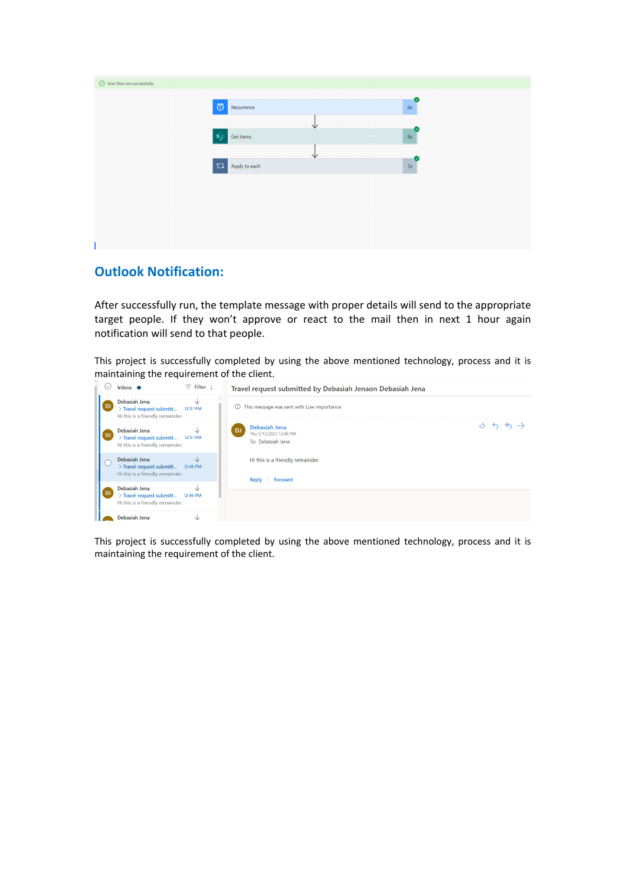## Outlook Notification:

After successfully run, the template message with proper details will send to the appropriate target people. If they won't approve or react to the mail then in next 1 hour again notification will send to that people.

This project is successfully completed by using the above mentioned technology, process and it is maintaining the requirement of the client.

This project is successfully completed by using the above mentioned technology, process and it is maintaining the requirement of the client.